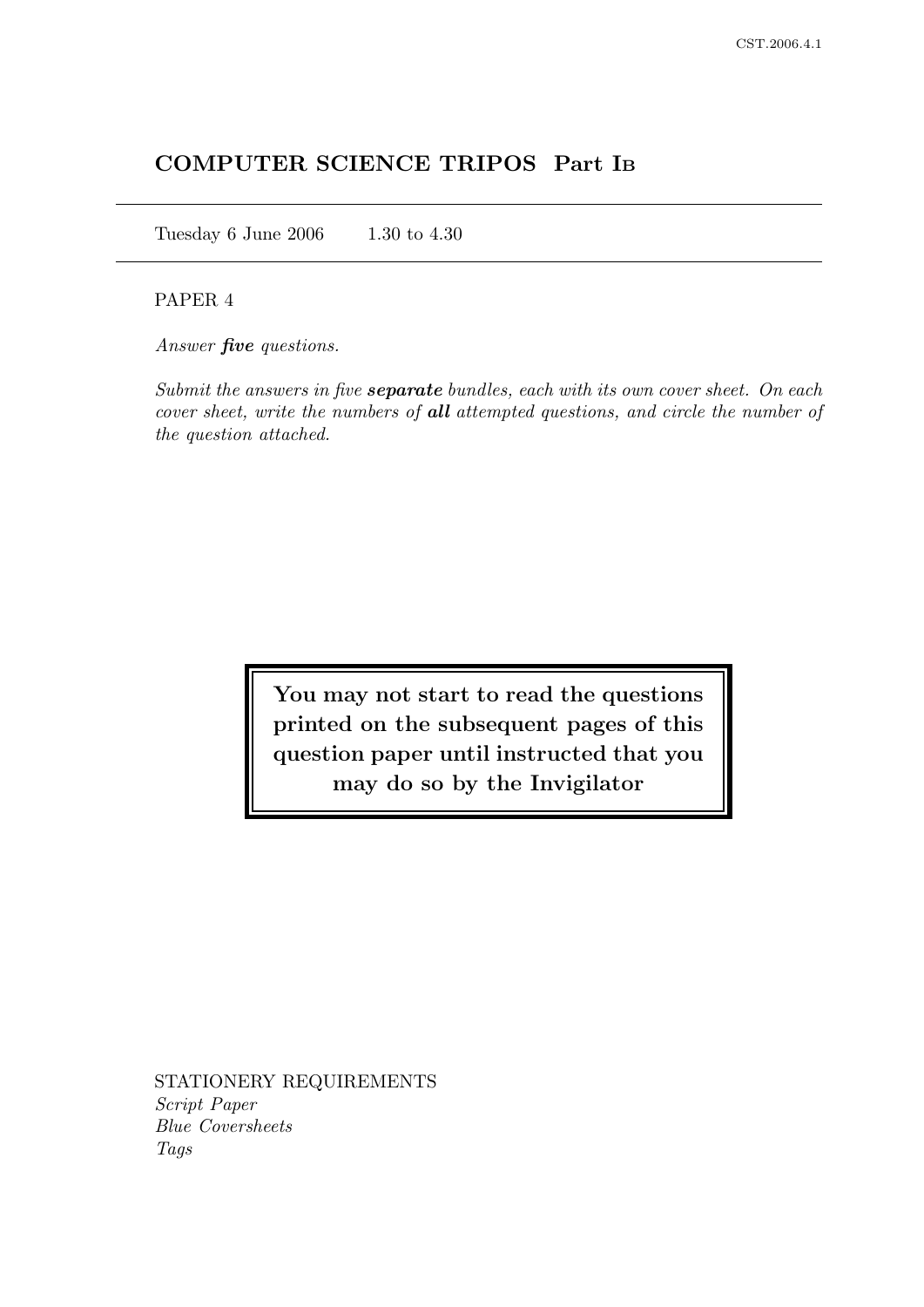# COMPUTER SCIENCE TRIPOS Part IB

Tuesday 6 June 2006 1.30 to 4.30

PAPER 4

*Answer **five** questions.*

*Submit the answers in five **separate** bundles, each with its own cover sheet. On each cover sheet, write the numbers of **all** attempted questions, and circle the number of the question attached.*

**You may not start to read the questions printed on the subsequent pages of this question paper until instructed that you may do so by the Invigilator**

STATIONERY REQUIREMENTS
*Script Paper*
*Blue Coversheets*
*Tags*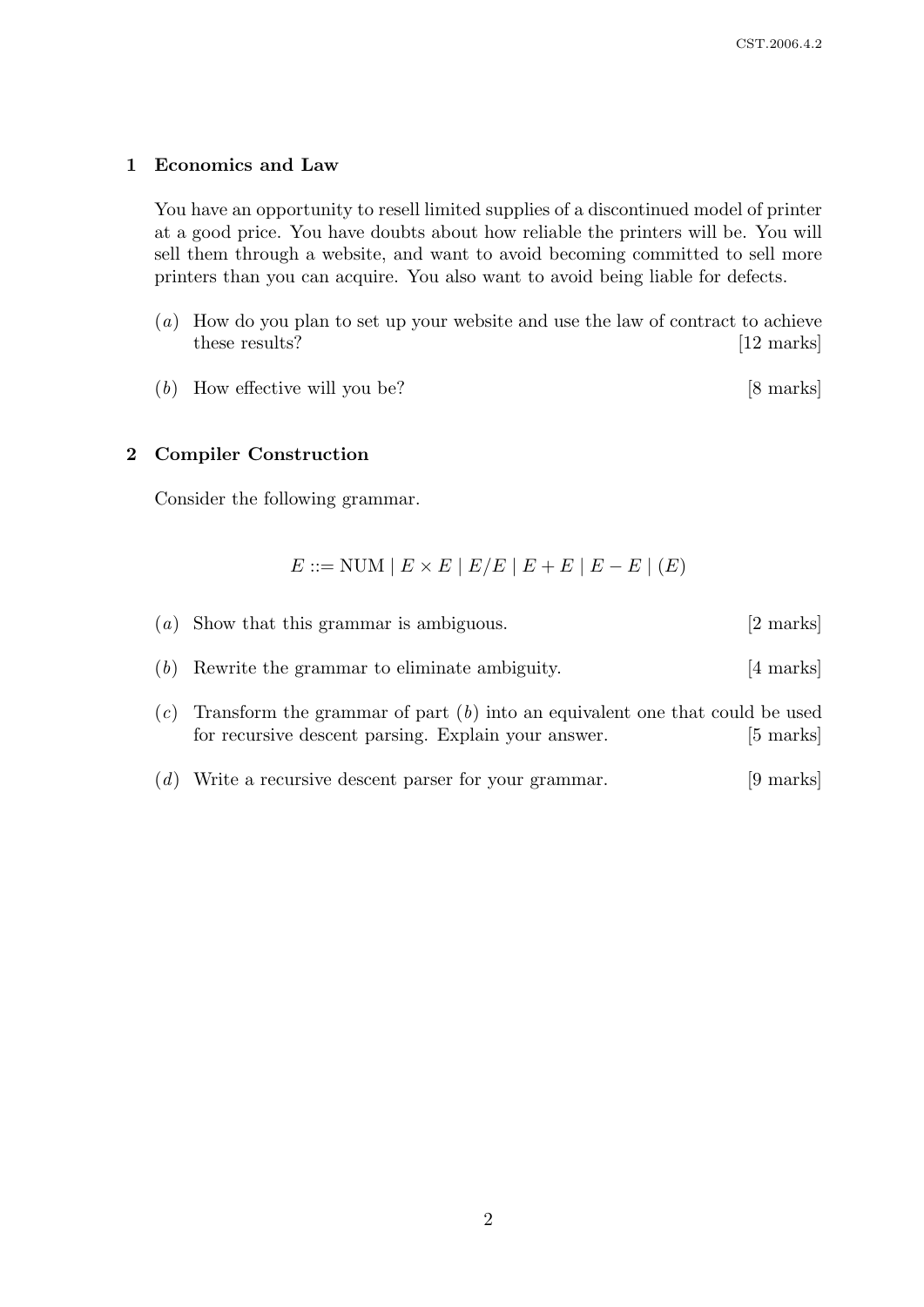## 1 Economics and Law

You have an opportunity to resell limited supplies of a discontinued model of printer at a good price. You have doubts about how reliable the printers will be. You will sell them through a website, and want to avoid becoming committed to sell more printers than you can acquire. You also want to avoid being liable for defects.

(*a*) How do you plan to set up your website and use the law of contract to achieve these results? [12 marks]

(*b*) How effective will you be? [8 marks]

## 2 Compiler Construction

Consider the following grammar.

$$E ::= \text{NUM} \mid E \times E \mid E/E \mid E + E \mid E - E \mid (E)$$

(*a*) Show that this grammar is ambiguous. [2 marks]

(*b*) Rewrite the grammar to eliminate ambiguity. [4 marks]

(*c*) Transform the grammar of part (*b*) into an equivalent one that could be used for recursive descent parsing. Explain your answer. [5 marks]

(*d*) Write a recursive descent parser for your grammar. [9 marks]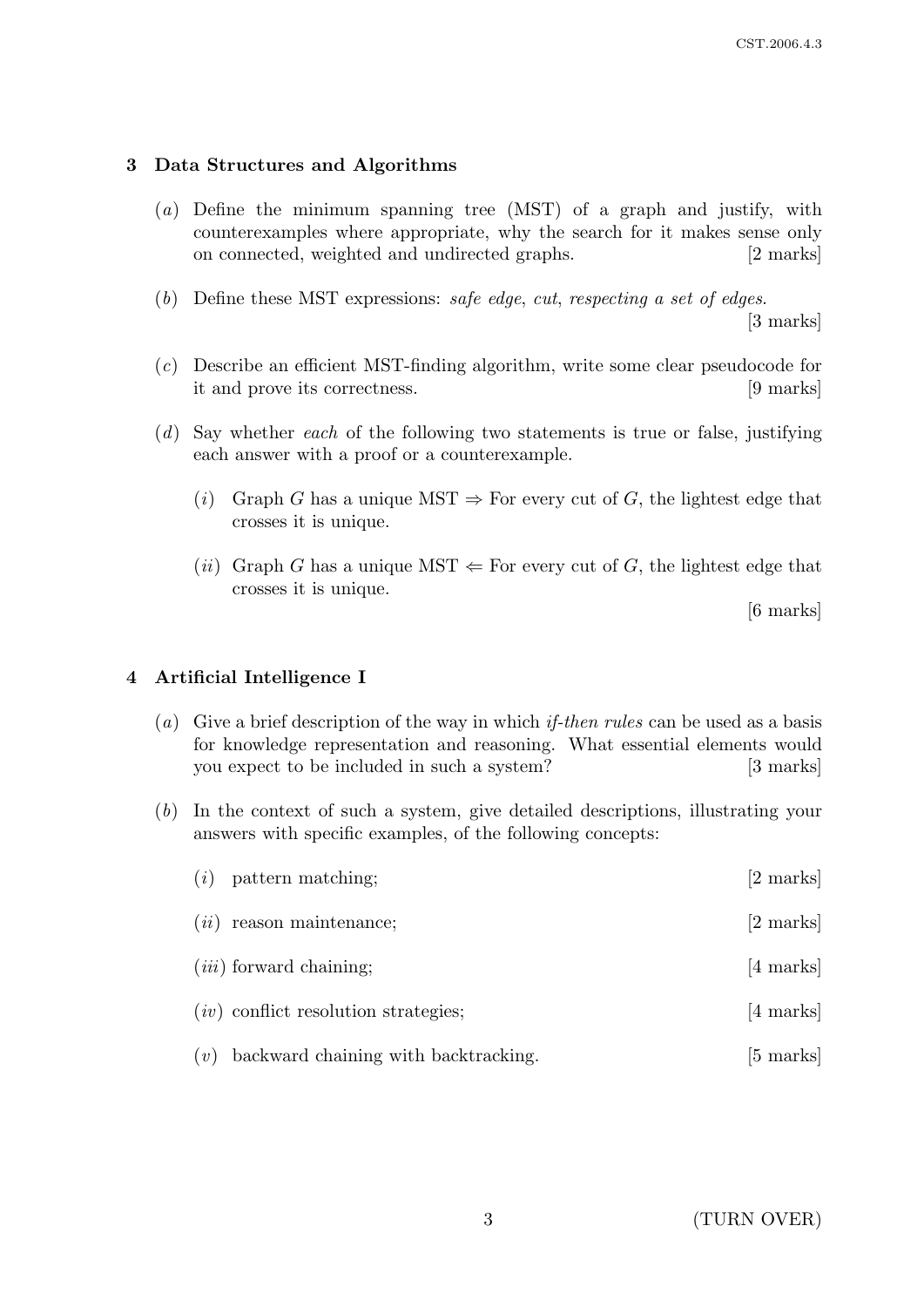## 3 Data Structures and Algorithms

(*a*) Define the minimum spanning tree (MST) of a graph and justify, with counterexamples where appropriate, why the search for it makes sense only on connected, weighted and undirected graphs. [2 marks]

(*b*) Define these MST expressions: *safe edge*, *cut*, *respecting a set of edges*. [3 marks]

(*c*) Describe an efficient MST-finding algorithm, write some clear pseudocode for it and prove its correctness. [9 marks]

(*d*) Say whether *each* of the following two statements is true or false, justifying each answer with a proof or a counterexample.

(*i*) Graph $G$ has a unique MST $\Rightarrow$ For every cut of $G$, the lightest edge that crosses it is unique.

(*ii*) Graph $G$ has a unique MST $\Leftarrow$ For every cut of $G$, the lightest edge that crosses it is unique.

[6 marks]

## 4 Artificial Intelligence I

(*a*) Give a brief description of the way in which *if-then rules* can be used as a basis for knowledge representation and reasoning. What essential elements would you expect to be included in such a system? [3 marks]

(*b*) In the context of such a system, give detailed descriptions, illustrating your answers with specific examples, of the following concepts:

(*i*) pattern matching; [2 marks]

(*ii*) reason maintenance; [2 marks]

(*iii*) forward chaining; [4 marks]

(*iv*) conflict resolution strategies; [4 marks]

(*v*) backward chaining with backtracking. [5 marks]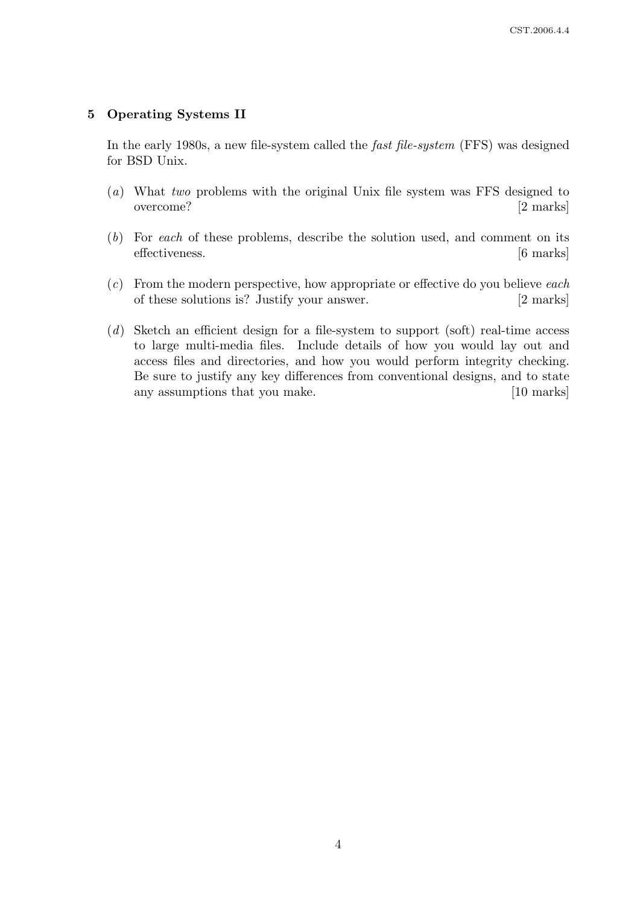## 5 Operating Systems II

In the early 1980s, a new file-system called the *fast file-system* (FFS) was designed for BSD Unix.

(*a*) What *two* problems with the original Unix file system was FFS designed to overcome? [2 marks]

(*b*) For *each* of these problems, describe the solution used, and comment on its effectiveness. [6 marks]

(*c*) From the modern perspective, how appropriate or effective do you believe *each* of these solutions is? Justify your answer. [2 marks]

(*d*) Sketch an efficient design for a file-system to support (soft) real-time access to large multi-media files. Include details of how you would lay out and access files and directories, and how you would perform integrity checking. Be sure to justify any key differences from conventional designs, and to state any assumptions that you make. [10 marks]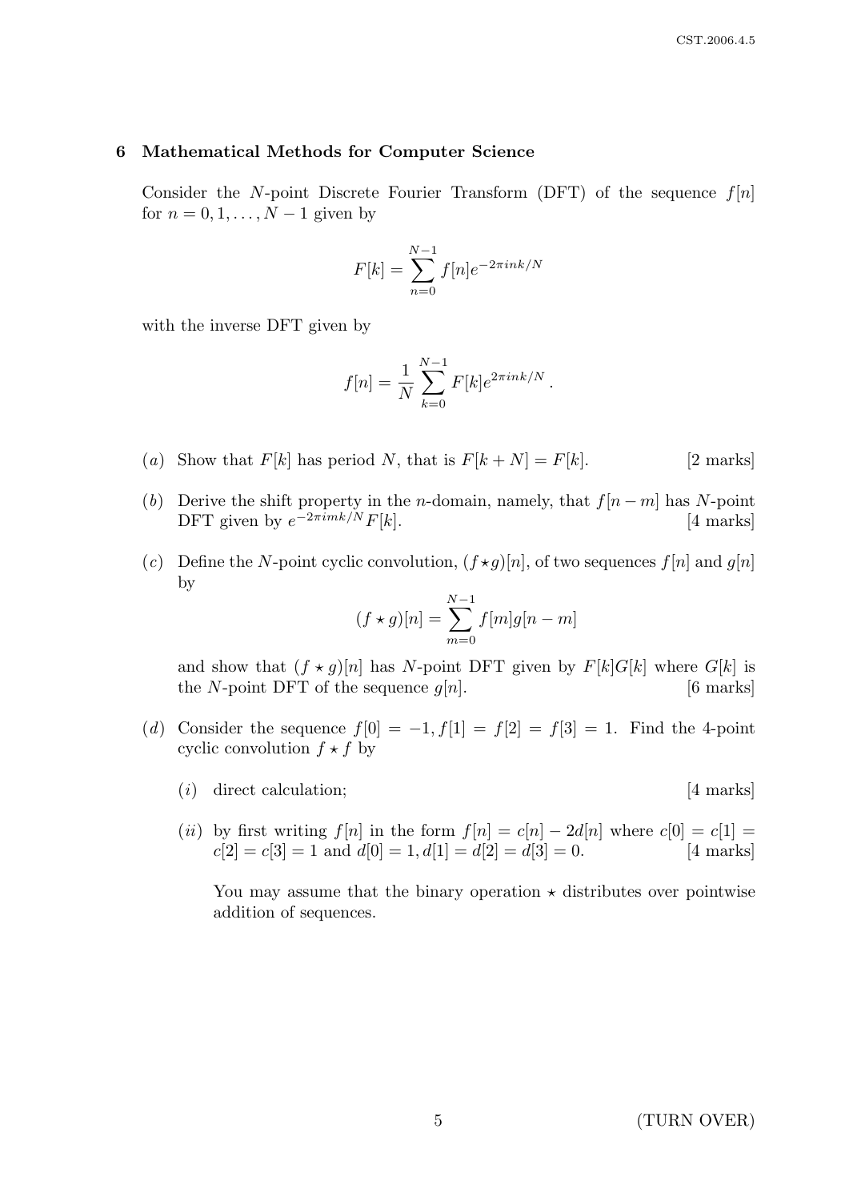## 6 Mathematical Methods for Computer Science

Consider the $N$-point Discrete Fourier Transform (DFT) of the sequence $f[n]$ for $n = 0, 1, \ldots, N-1$ given by

$$F[k] = \sum_{n=0}^{N-1} f[n] e^{-2\pi i n k/N}$$

with the inverse DFT given by

$$f[n] = \frac{1}{N} \sum_{k=0}^{N-1} F[k] e^{2\pi i n k/N} .$$

(*a*) Show that $F[k]$ has period $N$, that is $F[k+N] = F[k]$. [2 marks]

(*b*) Derive the shift property in the $n$-domain, namely, that $f[n-m]$ has $N$-point DFT given by $e^{-2\pi i m k/N} F[k]$. [4 marks]

(*c*) Define the $N$-point cyclic convolution, $(f \star g)[n]$, of two sequences $f[n]$ and $g[n]$ by

$$(f \star g)[n] = \sum_{m=0}^{N-1} f[m] g[n-m]$$

and show that $(f \star g)[n]$ has $N$-point DFT given by $F[k]G[k]$ where $G[k]$ is the $N$-point DFT of the sequence $g[n]$. [6 marks]

(*d*) Consider the sequence $f[0] = -1, f[1] = f[2] = f[3] = 1$. Find the 4-point cyclic convolution $f \star f$ by

(*i*) direct calculation; [4 marks]

(*ii*) by first writing $f[n]$ in the form $f[n] = c[n] - 2d[n]$ where $c[0] = c[1] = c[2] = c[3] = 1$ and $d[0] = 1, d[1] = d[2] = d[3] = 0$. [4 marks]

You may assume that the binary operation $\star$ distributes over pointwise addition of sequences.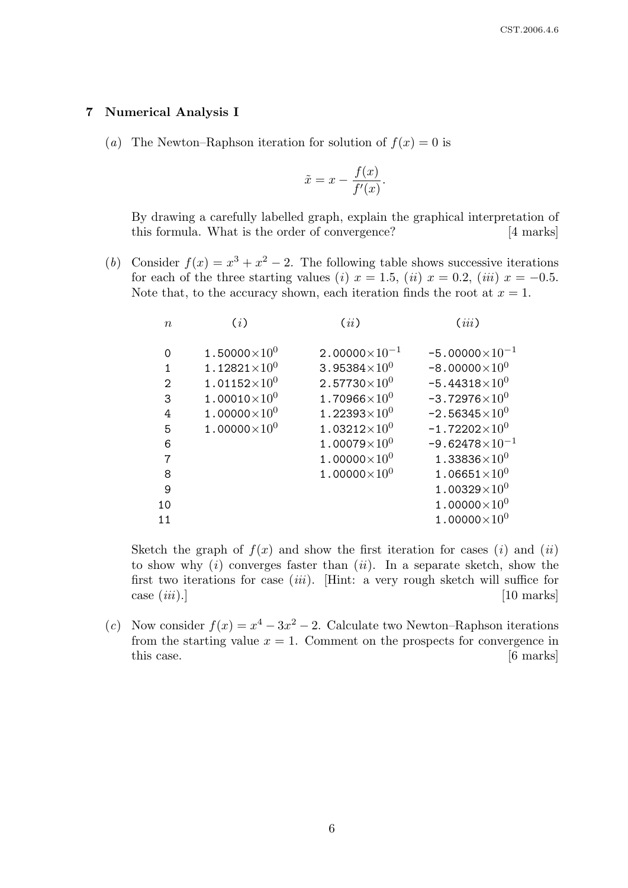## 7 Numerical Analysis I

(*a*) The Newton–Raphson iteration for solution of $f(x) = 0$ is

$$\tilde{x} = x - \frac{f(x)}{f'(x)}.$$

By drawing a carefully labelled graph, explain the graphical interpretation of this formula. What is the order of convergence? [4 marks]

(*b*) Consider $f(x) = x^3 + x^2 - 2$. The following table shows successive iterations for each of the three starting values (*i*) $x = 1.5$, (*ii*) $x = 0.2$, (*iii*) $x = -0.5$. Note that, to the accuracy shown, each iteration finds the root at $x = 1$.

| $n$ | (*i*) | (*ii*) | (*iii*) |
|---|---|---|---|
| 0 | $1.50000\times10^{0}$ | $2.00000\times10^{-1}$ | $-5.00000\times10^{-1}$ |
| 1 | $1.12821\times10^{0}$ | $3.95384\times10^{0}$ | $-8.00000\times10^{0}$ |
| 2 | $1.01152\times10^{0}$ | $2.57730\times10^{0}$ | $-5.44318\times10^{0}$ |
| 3 | $1.00010\times10^{0}$ | $1.70966\times10^{0}$ | $-3.72976\times10^{0}$ |
| 4 | $1.00000\times10^{0}$ | $1.22393\times10^{0}$ | $-2.56345\times10^{0}$ |
| 5 | $1.00000\times10^{0}$ | $1.03212\times10^{0}$ | $-1.72202\times10^{0}$ |
| 6 | | $1.00079\times10^{0}$ | $-9.62478\times10^{-1}$ |
| 7 | | $1.00000\times10^{0}$ | $1.33836\times10^{0}$ |
| 8 | | $1.00000\times10^{0}$ | $1.06651\times10^{0}$ |
| 9 | | | $1.00329\times10^{0}$ |
| 10 | | | $1.00000\times10^{0}$ |
| 11 | | | $1.00000\times10^{0}$ |

Sketch the graph of $f(x)$ and show the first iteration for cases (*i*) and (*ii*) to show why (*i*) converges faster than (*ii*). In a separate sketch, show the first two iterations for case (*iii*). [Hint: a very rough sketch will suffice for case (*iii*).] [10 marks]

(*c*) Now consider $f(x) = x^4 - 3x^2 - 2$. Calculate two Newton–Raphson iterations from the starting value $x = 1$. Comment on the prospects for convergence in this case. [6 marks]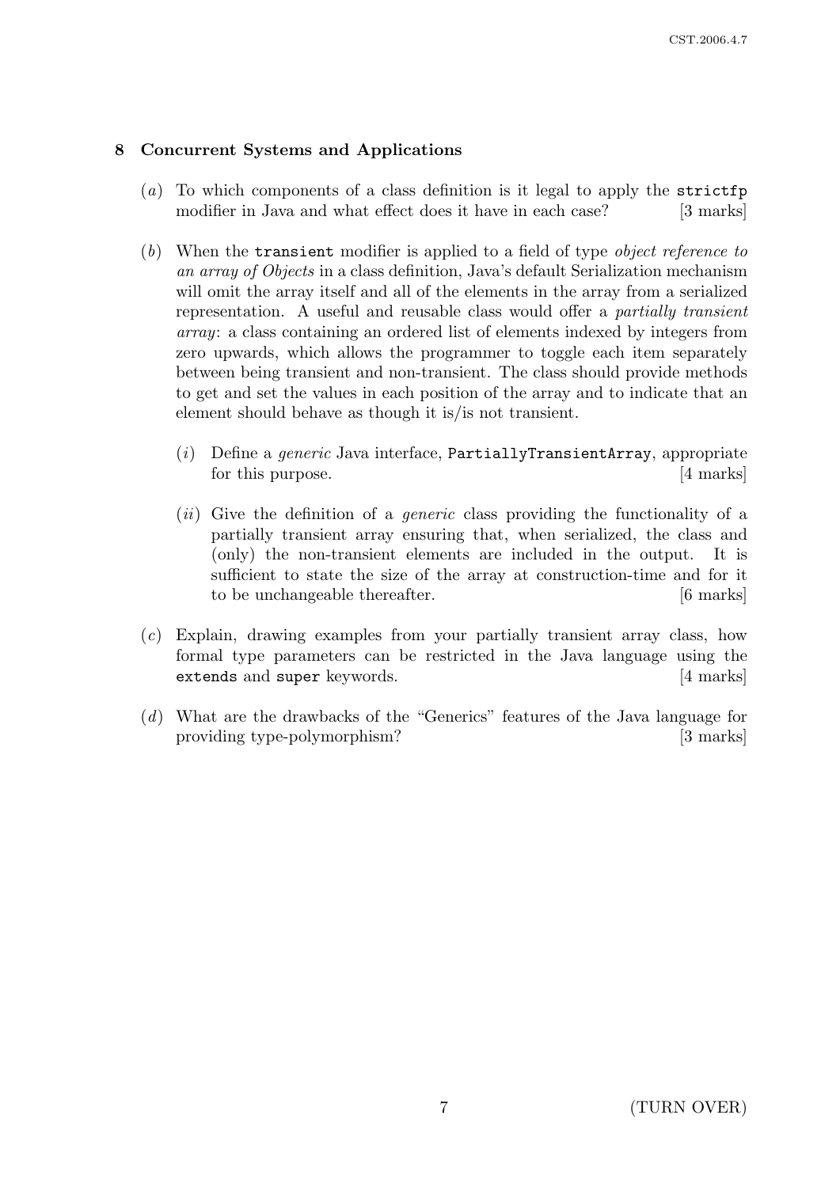## 8 Concurrent Systems and Applications

(*a*) To which components of a class definition is it legal to apply the `strictfp` modifier in Java and what effect does it have in each case? [3 marks]

(*b*) When the `transient` modifier is applied to a field of type *object reference to an array of Objects* in a class definition, Java's default Serialization mechanism will omit the array itself and all of the elements in the array from a serialized representation. A useful and reusable class would offer a *partially transient array*: a class containing an ordered list of elements indexed by integers from zero upwards, which allows the programmer to toggle each item separately between being transient and non-transient. The class should provide methods to get and set the values in each position of the array and to indicate that an element should behave as though it is/is not transient.

(*i*) Define a *generic* Java interface, `PartiallyTransientArray`, appropriate for this purpose. [4 marks]

(*ii*) Give the definition of a *generic* class providing the functionality of a partially transient array ensuring that, when serialized, the class and (only) the non-transient elements are included in the output. It is sufficient to state the size of the array at construction-time and for it to be unchangeable thereafter. [6 marks]

(*c*) Explain, drawing examples from your partially transient array class, how formal type parameters can be restricted in the Java language using the `extends` and `super` keywords. [4 marks]

(*d*) What are the drawbacks of the "Generics" features of the Java language for providing type-polymorphism? [3 marks]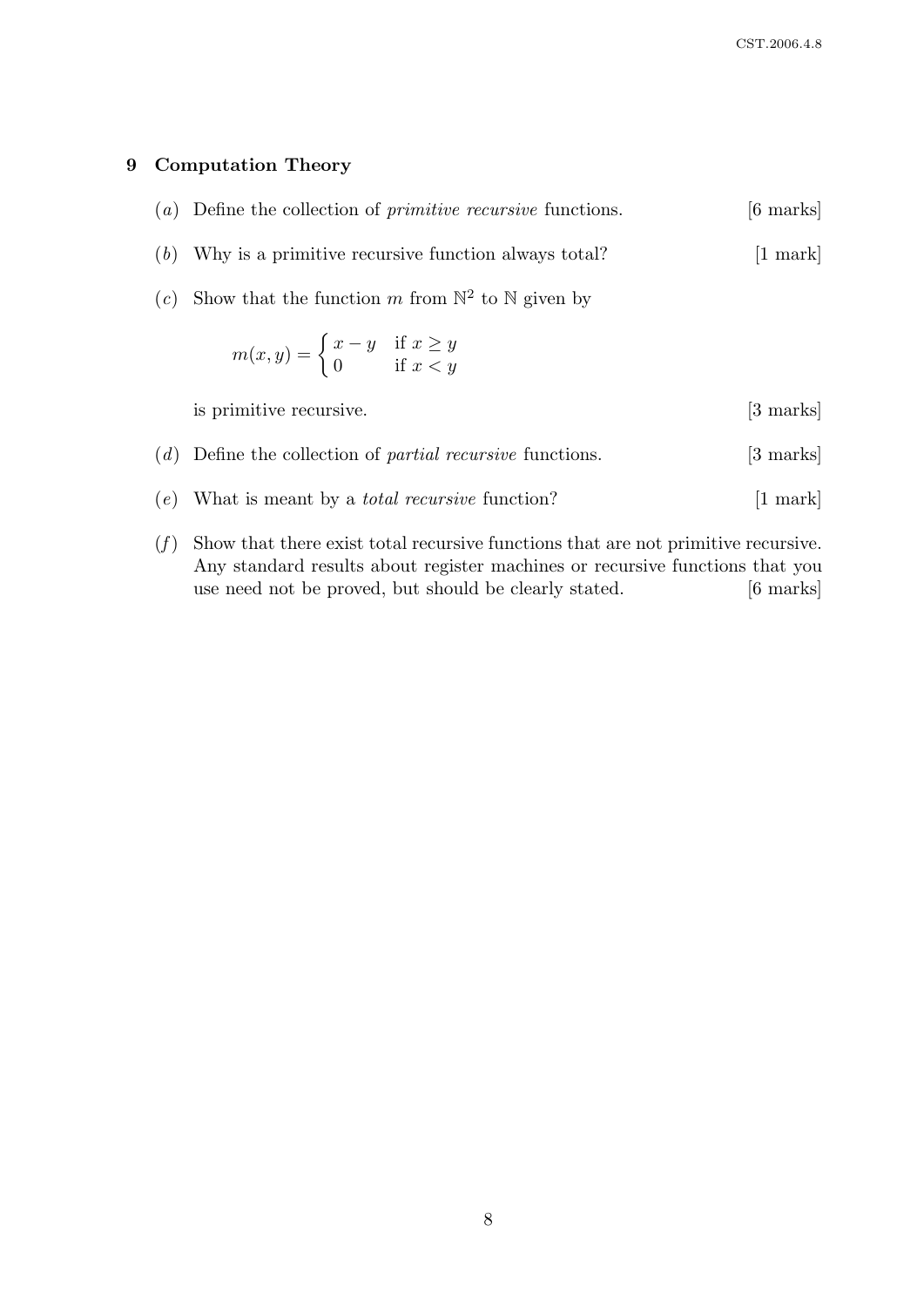## 9 Computation Theory

(*a*) Define the collection of *primitive recursive* functions. [6 marks]

(*b*) Why is a primitive recursive function always total? [1 mark]

(*c*) Show that the function $m$ from $\mathbb{N}^2$ to $\mathbb{N}$ given by

$$m(x, y) = \begin{cases} x - y & \text{if } x \geq y \\ 0 & \text{if } x < y \end{cases}$$

is primitive recursive. [3 marks]

(*d*) Define the collection of *partial recursive* functions. [3 marks]

(*e*) What is meant by a *total recursive* function? [1 mark]

(*f*) Show that there exist total recursive functions that are not primitive recursive. Any standard results about register machines or recursive functions that you use need not be proved, but should be clearly stated. [6 marks]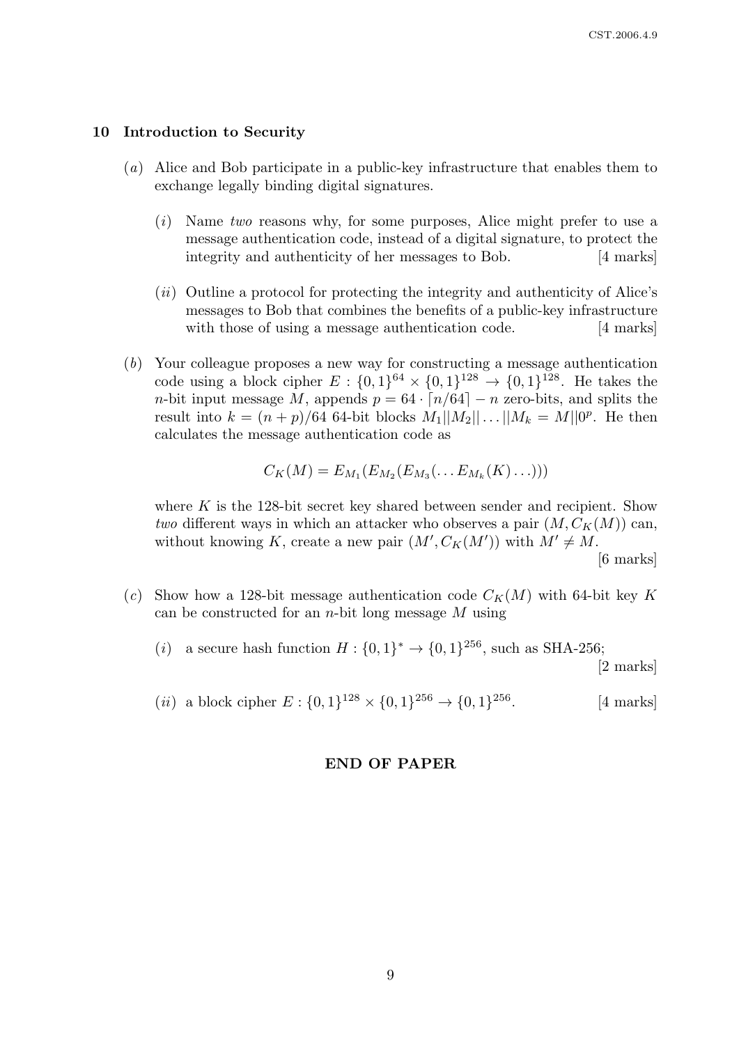## 10 Introduction to Security

(*a*) Alice and Bob participate in a public-key infrastructure that enables them to exchange legally binding digital signatures.

(*i*) Name *two* reasons why, for some purposes, Alice might prefer to use a message authentication code, instead of a digital signature, to protect the integrity and authenticity of her messages to Bob. [4 marks]

(*ii*) Outline a protocol for protecting the integrity and authenticity of Alice's messages to Bob that combines the benefits of a public-key infrastructure with those of using a message authentication code. [4 marks]

(*b*) Your colleague proposes a new way for constructing a message authentication code using a block cipher $E : \{0,1\}^{64} \times \{0,1\}^{128} \rightarrow \{0,1\}^{128}$. He takes the $n$-bit input message $M$, appends $p = 64 \cdot \lceil n/64 \rceil - n$ zero-bits, and splits the result into $k = (n+p)/64$ 64-bit blocks $M_1 || M_2 || \ldots || M_k = M || 0^p$. He then calculates the message authentication code as

$$C_K(M) = E_{M_1}(E_{M_2}(E_{M_3}(\ldots E_{M_k}(K)\ldots)))$$

where $K$ is the 128-bit secret key shared between sender and recipient. Show *two* different ways in which an attacker who observes a pair $(M, C_K(M))$ can, without knowing $K$, create a new pair $(M', C_K(M'))$ with $M' \neq M$. [6 marks]

(*c*) Show how a 128-bit message authentication code $C_K(M)$ with 64-bit key $K$ can be constructed for an $n$-bit long message $M$ using

(*i*) a secure hash function $H : \{0,1\}^* \rightarrow \{0,1\}^{256}$, such as SHA-256; [2 marks]

(*ii*) a block cipher $E : \{0,1\}^{128} \times \{0,1\}^{256} \rightarrow \{0,1\}^{256}$. [4 marks]

**END OF PAPER**